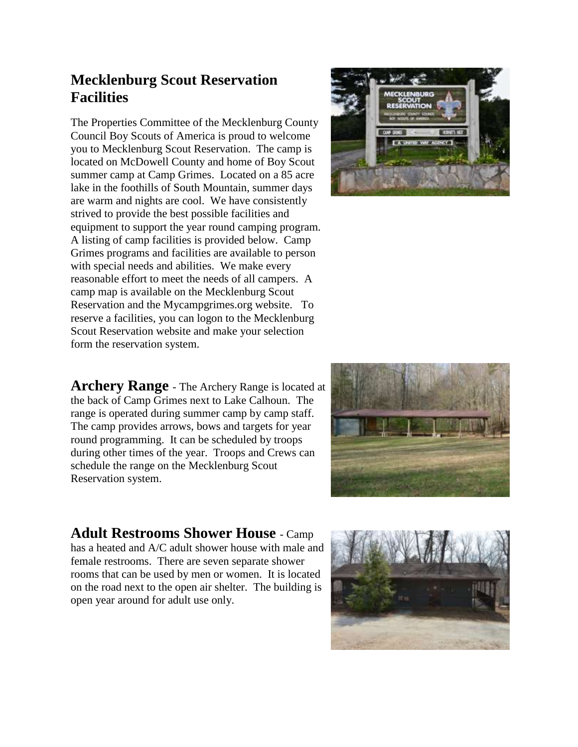## Mecklenburg Scout Reservation Facilities

The Properties Committee of the Mecklenburg County Council Boy Scouts of America is proud to welcome you to Mecklenburg Scout Reservation. The camp is located on McDowell County and home of Boy Scout summer camp at Camp Grimes. Located on a 85 acre lake in the foothills of South Mountain, summer days are warm and nights are cool. We have consistently strived to provide the best possible facilities and equipment to support the year round camping program. A listing of camp facilities is provided below. Camp Grimes programs and facilities are available to person with special needs and abilities. We make every reasonable effort to meet the needs of all campers. A camp map is available on the Mecklenburg Scout Reservation and the Mycampgrimes.org website. To reserve a facilities, you can logon to the Mecklenburg Scout Reservation website and make your selection form the reservation system.

**Archery Range** - The Archery Range is located at the back of Camp Grimes next to Lake Calhoun. The range is operated during summer camp by camp staff. The camp provides arrows, bows and targets for year round programming. It can be scheduled by troops during other times of the year. Troops and Crews can schedule the range on the Mecklenburg Scout Reservation system.

**Adult Restrooms Shower House** - Camp has a heated and A/C adult shower house with male and female restrooms. There are seven separate shower rooms that can be used by men or women. It is located on the road next to the open air shelter. The building is open year around for adult use only.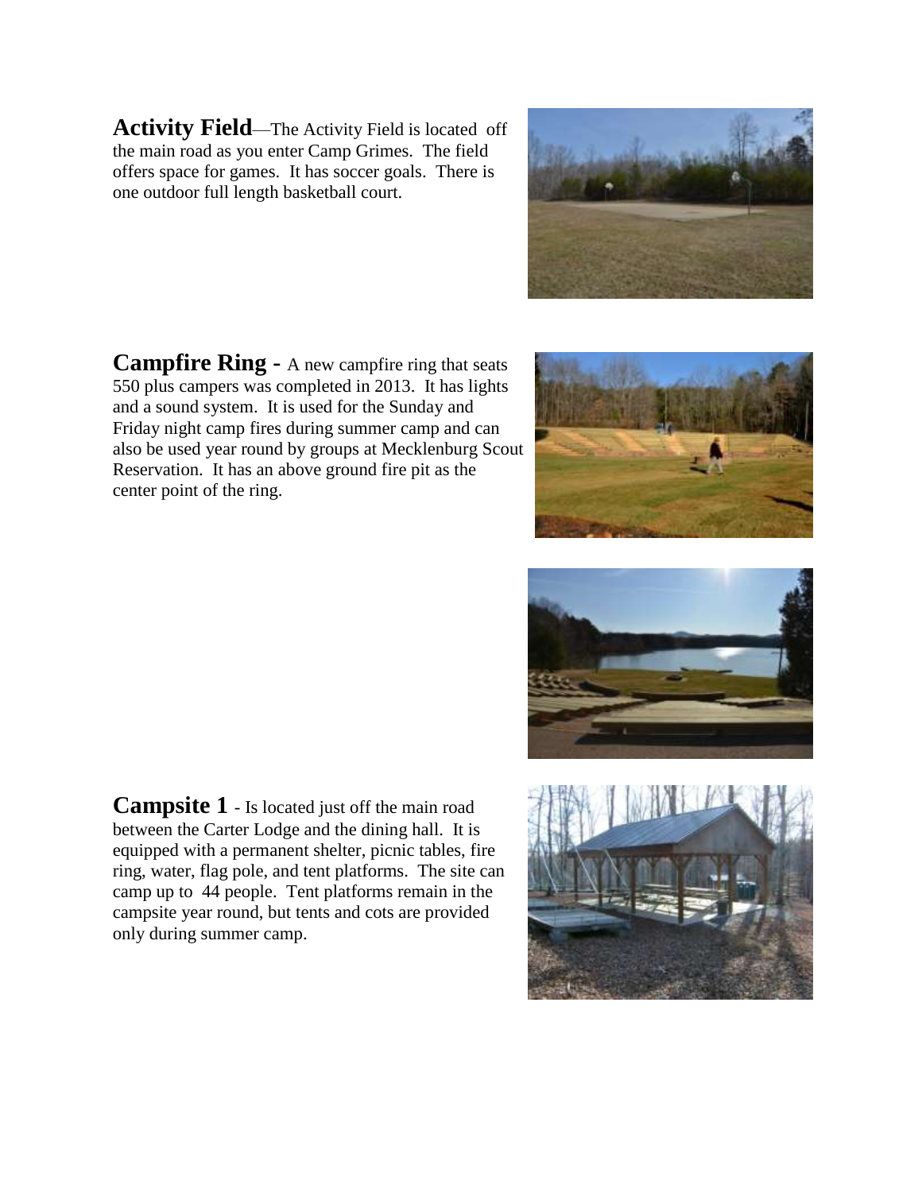**Activity Field**—The Activity Field is located off the main road as you enter Camp Grimes. The field offers space for games. It has soccer goals. There is one outdoor full length basketball court.

**Campfire Ring -** A new campfire ring that seats 550 plus campers was completed in 2013. It has lights and a sound system. It is used for the Sunday and Friday night camp fires during summer camp and can also be used year round by groups at Mecklenburg Scout Reservation. It has an above ground fire pit as the center point of the ring.

**Campsite 1** - Is located just off the main road between the Carter Lodge and the dining hall. It is equipped with a permanent shelter, picnic tables, fire ring, water, flag pole, and tent platforms. The site can camp up to 44 people. Tent platforms remain in the campsite year round, but tents and cots are provided only during summer camp.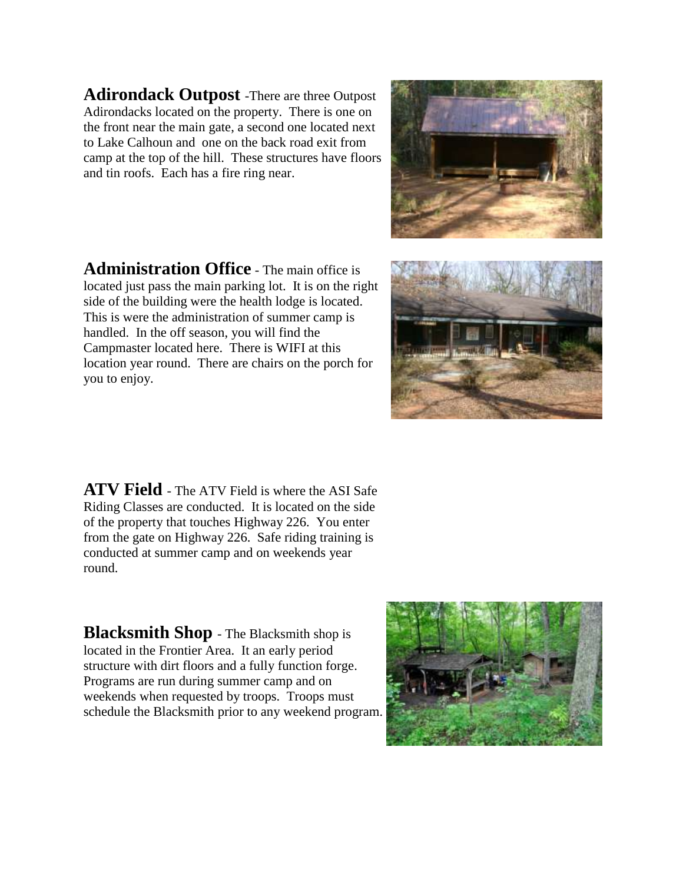**Adirondack Outpost** -There are three Outpost Adirondacks located on the property. There is one on the front near the main gate, a second one located next to Lake Calhoun and one on the back road exit from camp at the top of the hill. These structures have floors and tin roofs. Each has a fire ring near.

**Administration Office** - The main office is located just pass the main parking lot. It is on the right side of the building were the health lodge is located. This is were the administration of summer camp is handled. In the off season, you will find the Campmaster located here. There is WIFI at this location year round. There are chairs on the porch for you to enjoy.

**ATV Field** - The ATV Field is where the ASI Safe Riding Classes are conducted. It is located on the side of the property that touches Highway 226. You enter from the gate on Highway 226. Safe riding training is conducted at summer camp and on weekends year round.

**Blacksmith Shop** - The Blacksmith shop is located in the Frontier Area. It an early period structure with dirt floors and a fully function forge. Programs are run during summer camp and on weekends when requested by troops. Troops must schedule the Blacksmith prior to any weekend program.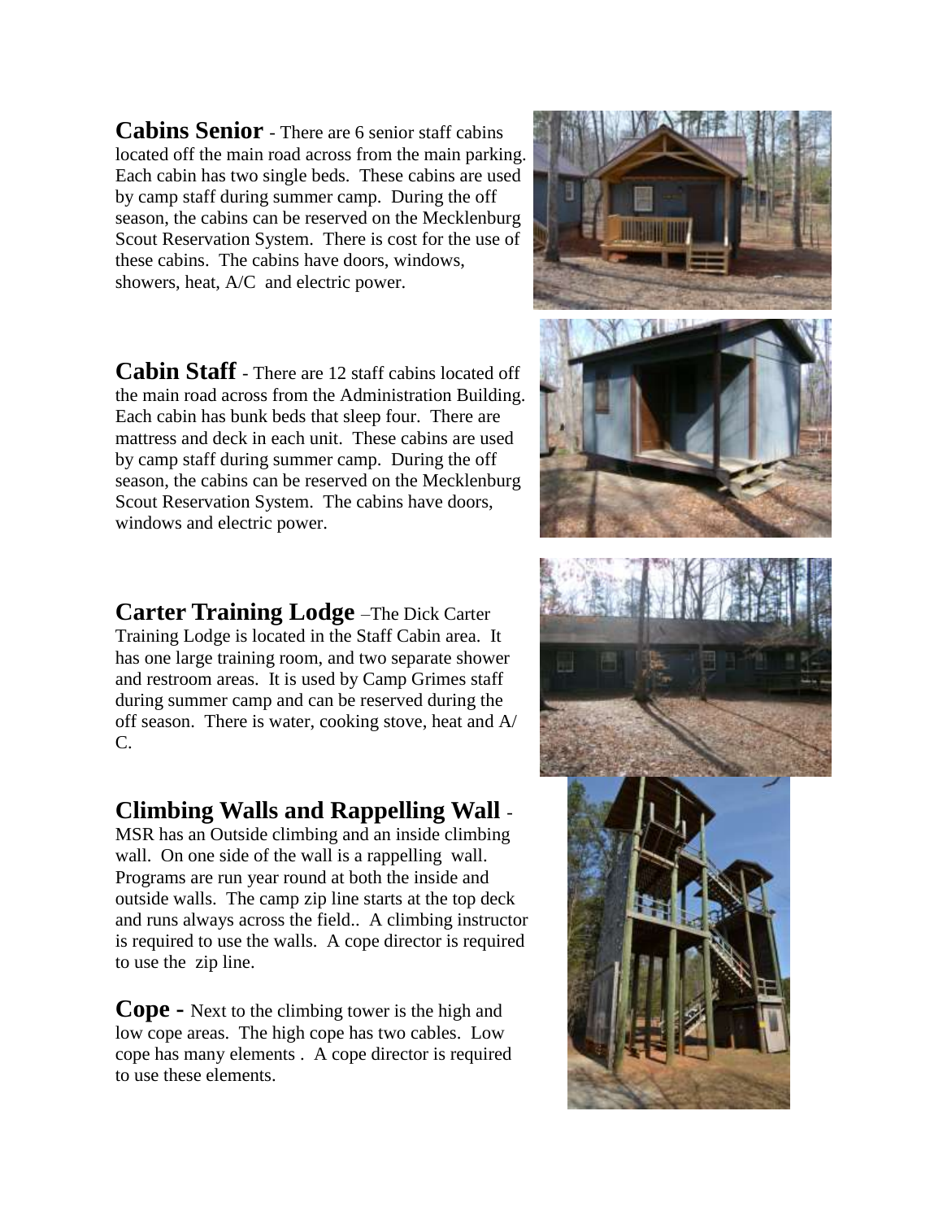**Cabins Senior** - There are 6 senior staff cabins located off the main road across from the main parking. Each cabin has two single beds. These cabins are used by camp staff during summer camp. During the off season, the cabins can be reserved on the Mecklenburg Scout Reservation System. There is cost for the use of these cabins. The cabins have doors, windows, showers, heat, A/C and electric power.

**Cabin Staff** - There are 12 staff cabins located off the main road across from the Administration Building. Each cabin has bunk beds that sleep four. There are mattress and deck in each unit. These cabins are used by camp staff during summer camp. During the off season, the cabins can be reserved on the Mecklenburg Scout Reservation System. The cabins have doors, windows and electric power.

**Carter Training Lodge** –The Dick Carter Training Lodge is located in the Staff Cabin area. It has one large training room, and two separate shower and restroom areas. It is used by Camp Grimes staff during summer camp and can be reserved during the off season. There is water, cooking stove, heat and A/C.

**Climbing Walls and Rappelling Wall** - MSR has an Outside climbing and an inside climbing wall. On one side of the wall is a rappelling wall. Programs are run year round at both the inside and outside walls. The camp zip line starts at the top deck and runs always across the field.. A climbing instructor is required to use the walls. A cope director is required to use the zip line.

**Cope -** Next to the climbing tower is the high and low cope areas. The high cope has two cables. Low cope has many elements . A cope director is required to use these elements.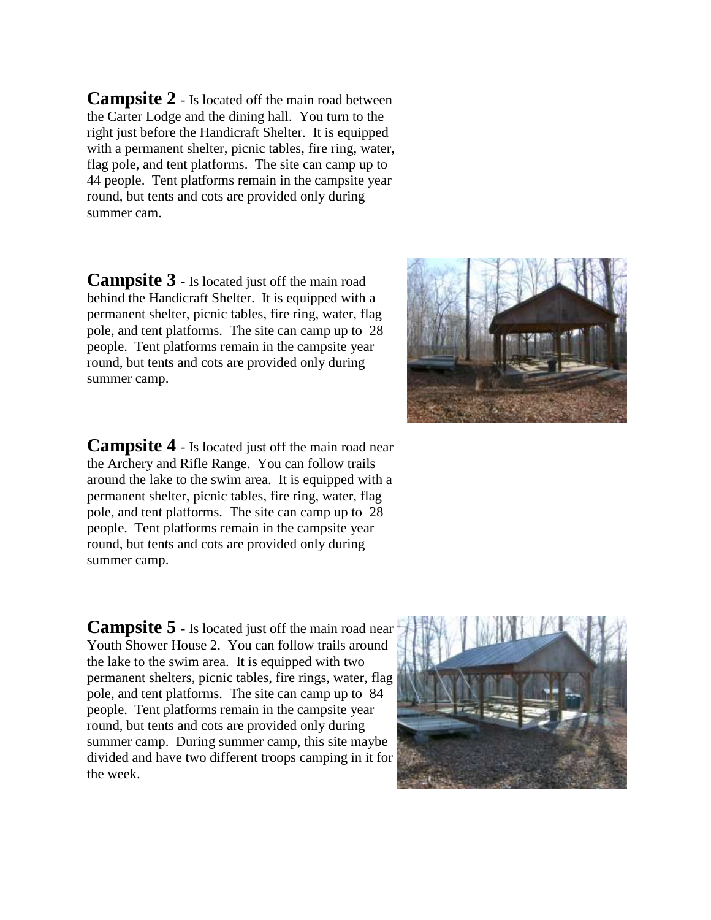**Campsite 2** - Is located off the main road between the Carter Lodge and the dining hall. You turn to the right just before the Handicraft Shelter. It is equipped with a permanent shelter, picnic tables, fire ring, water, flag pole, and tent platforms. The site can camp up to 44 people. Tent platforms remain in the campsite year round, but tents and cots are provided only during summer cam.

**Campsite 3** - Is located just off the main road behind the Handicraft Shelter. It is equipped with a permanent shelter, picnic tables, fire ring, water, flag pole, and tent platforms. The site can camp up to 28 people. Tent platforms remain in the campsite year round, but tents and cots are provided only during summer camp.

**Campsite 4** - Is located just off the main road near the Archery and Rifle Range. You can follow trails around the lake to the swim area. It is equipped with a permanent shelter, picnic tables, fire ring, water, flag pole, and tent platforms. The site can camp up to 28 people. Tent platforms remain in the campsite year round, but tents and cots are provided only during summer camp.

**Campsite 5** - Is located just off the main road near Youth Shower House 2. You can follow trails around the lake to the swim area. It is equipped with two permanent shelters, picnic tables, fire rings, water, flag pole, and tent platforms. The site can camp up to 84 people. Tent platforms remain in the campsite year round, but tents and cots are provided only during summer camp. During summer camp, this site maybe divided and have two different troops camping in it for the week.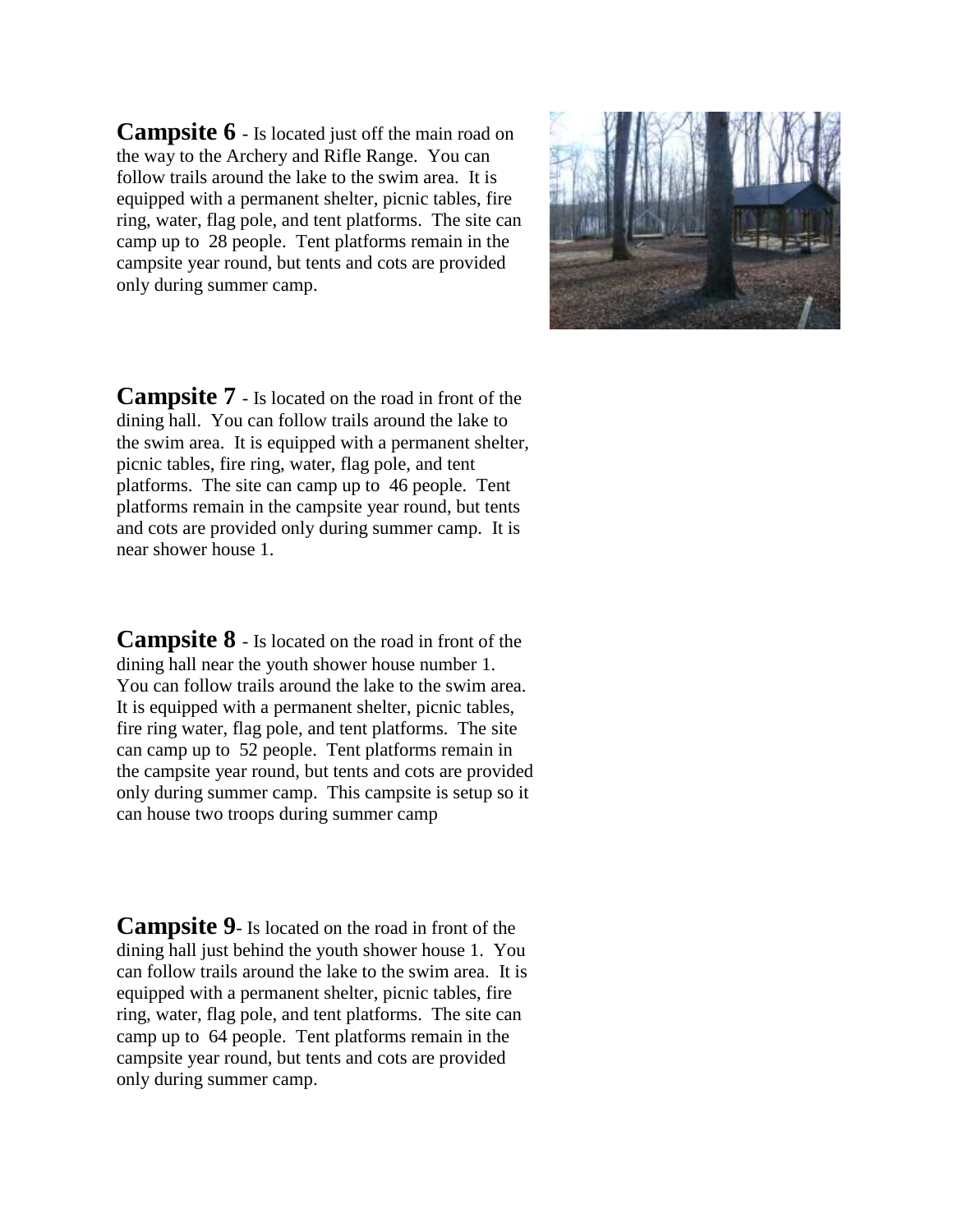**Campsite 6** - Is located just off the main road on the way to the Archery and Rifle Range. You can follow trails around the lake to the swim area. It is equipped with a permanent shelter, picnic tables, fire ring, water, flag pole, and tent platforms. The site can camp up to 28 people. Tent platforms remain in the campsite year round, but tents and cots are provided only during summer camp.

**Campsite 7** - Is located on the road in front of the dining hall. You can follow trails around the lake to the swim area. It is equipped with a permanent shelter, picnic tables, fire ring, water, flag pole, and tent platforms. The site can camp up to 46 people. Tent platforms remain in the campsite year round, but tents and cots are provided only during summer camp. It is near shower house 1.

**Campsite 8** - Is located on the road in front of the dining hall near the youth shower house number 1. You can follow trails around the lake to the swim area. It is equipped with a permanent shelter, picnic tables, fire ring water, flag pole, and tent platforms. The site can camp up to 52 people. Tent platforms remain in the campsite year round, but tents and cots are provided only during summer camp. This campsite is setup so it can house two troops during summer camp

**Campsite 9**- Is located on the road in front of the dining hall just behind the youth shower house 1. You can follow trails around the lake to the swim area. It is equipped with a permanent shelter, picnic tables, fire ring, water, flag pole, and tent platforms. The site can camp up to 64 people. Tent platforms remain in the campsite year round, but tents and cots are provided only during summer camp.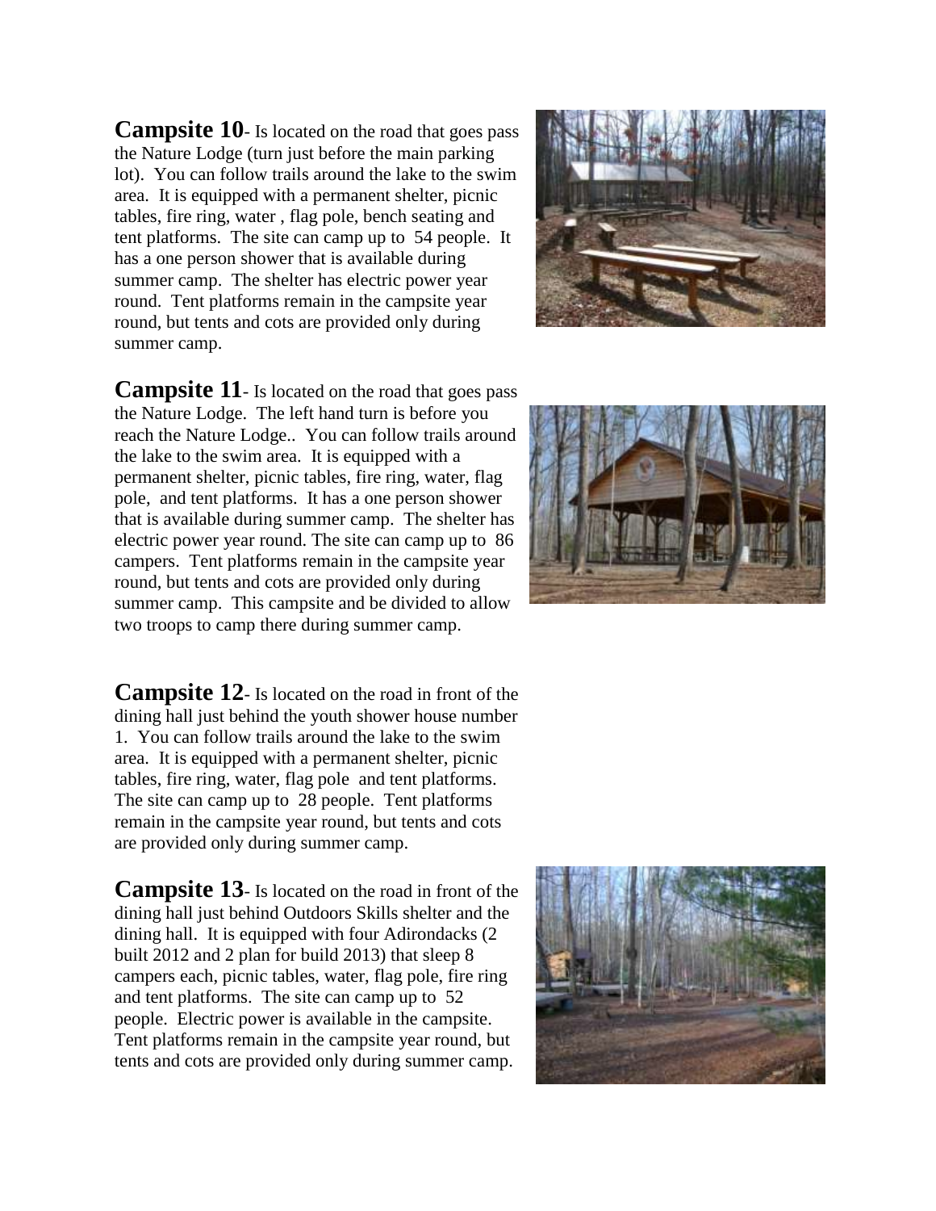**Campsite 10**- Is located on the road that goes pass the Nature Lodge (turn just before the main parking lot). You can follow trails around the lake to the swim area. It is equipped with a permanent shelter, picnic tables, fire ring, water , flag pole, bench seating and tent platforms. The site can camp up to 54 people. It has a one person shower that is available during summer camp. The shelter has electric power year round. Tent platforms remain in the campsite year round, but tents and cots are provided only during summer camp.

**Campsite 11**- Is located on the road that goes pass the Nature Lodge. The left hand turn is before you reach the Nature Lodge.. You can follow trails around the lake to the swim area. It is equipped with a permanent shelter, picnic tables, fire ring, water, flag pole, and tent platforms. It has a one person shower that is available during summer camp. The shelter has electric power year round. The site can camp up to 86 campers. Tent platforms remain in the campsite year round, but tents and cots are provided only during summer camp. This campsite and be divided to allow two troops to camp there during summer camp.

**Campsite 12**- Is located on the road in front of the dining hall just behind the youth shower house number 1. You can follow trails around the lake to the swim area. It is equipped with a permanent shelter, picnic tables, fire ring, water, flag pole and tent platforms. The site can camp up to 28 people. Tent platforms remain in the campsite year round, but tents and cots are provided only during summer camp.

**Campsite 13**- Is located on the road in front of the dining hall just behind Outdoors Skills shelter and the dining hall. It is equipped with four Adirondacks (2 built 2012 and 2 plan for build 2013) that sleep 8 campers each, picnic tables, water, flag pole, fire ring and tent platforms. The site can camp up to 52 people. Electric power is available in the campsite. Tent platforms remain in the campsite year round, but tents and cots are provided only during summer camp.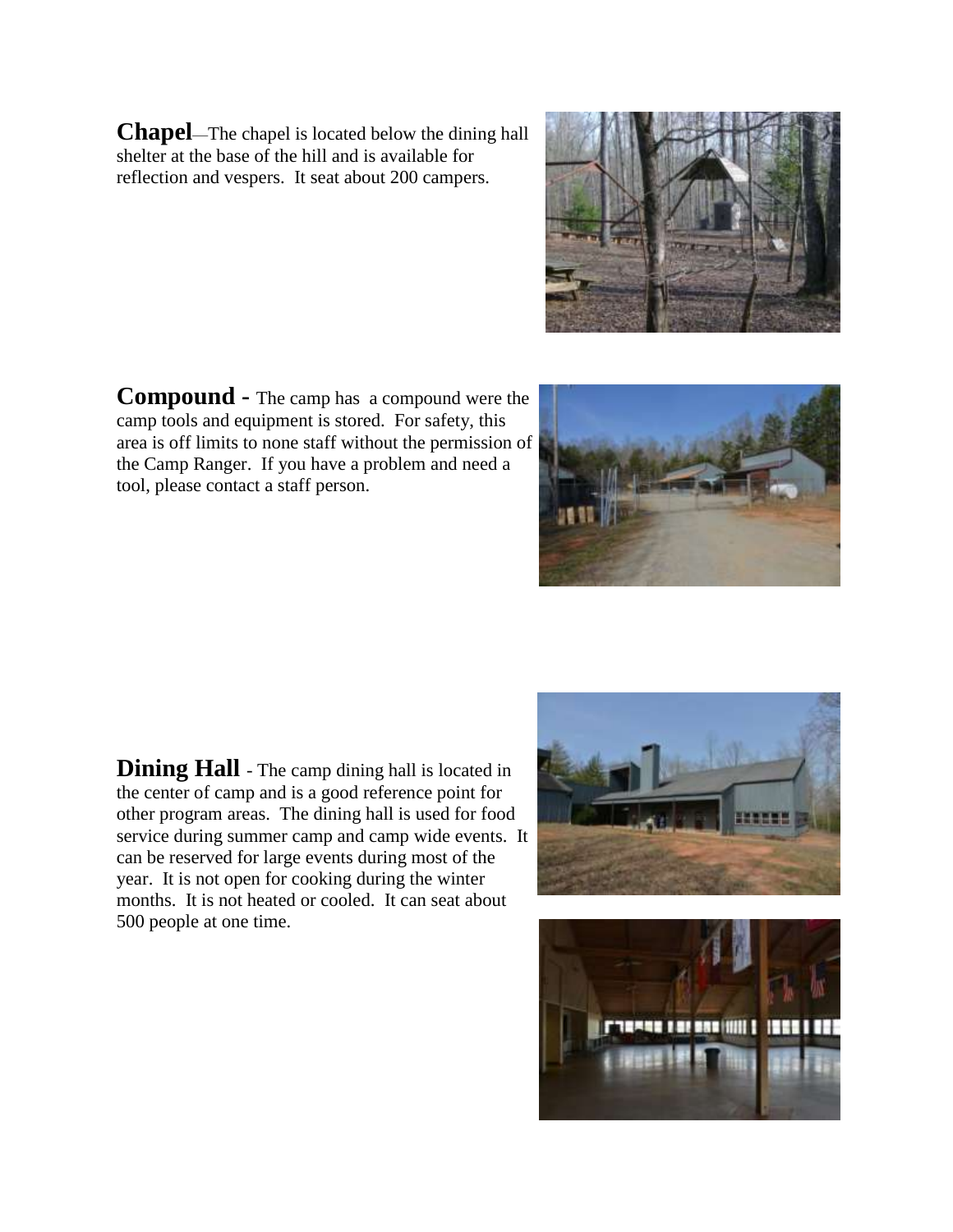**Chapel**—The chapel is located below the dining hall shelter at the base of the hill and is available for reflection and vespers. It seat about 200 campers.

**Compound -** The camp has a compound were the camp tools and equipment is stored. For safety, this area is off limits to none staff without the permission of the Camp Ranger. If you have a problem and need a tool, please contact a staff person.

**Dining Hall** - The camp dining hall is located in the center of camp and is a good reference point for other program areas. The dining hall is used for food service during summer camp and camp wide events. It can be reserved for large events during most of the year. It is not open for cooking during the winter months. It is not heated or cooled. It can seat about 500 people at one time.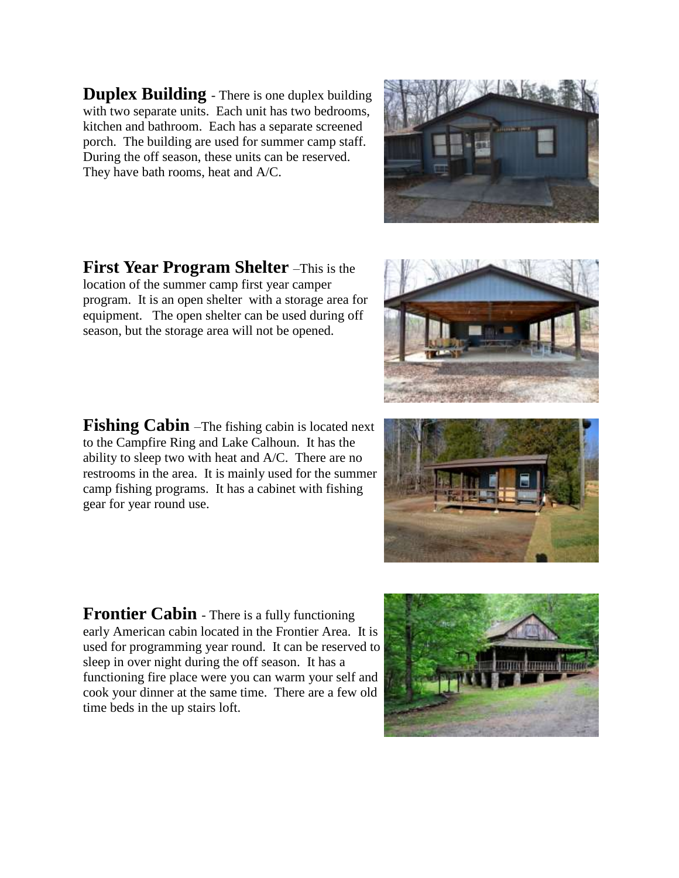**Duplex Building** - There is one duplex building with two separate units. Each unit has two bedrooms, kitchen and bathroom. Each has a separate screened porch. The building are used for summer camp staff. During the off season, these units can be reserved. They have bath rooms, heat and A/C.

**First Year Program Shelter** –This is the location of the summer camp first year camper program. It is an open shelter with a storage area for equipment. The open shelter can be used during off season, but the storage area will not be opened.

**Fishing Cabin** –The fishing cabin is located next to the Campfire Ring and Lake Calhoun. It has the ability to sleep two with heat and A/C. There are no restrooms in the area. It is mainly used for the summer camp fishing programs. It has a cabinet with fishing gear for year round use.

**Frontier Cabin** - There is a fully functioning early American cabin located in the Frontier Area. It is used for programming year round. It can be reserved to sleep in over night during the off season. It has a functioning fire place were you can warm your self and cook your dinner at the same time. There are a few old time beds in the up stairs loft.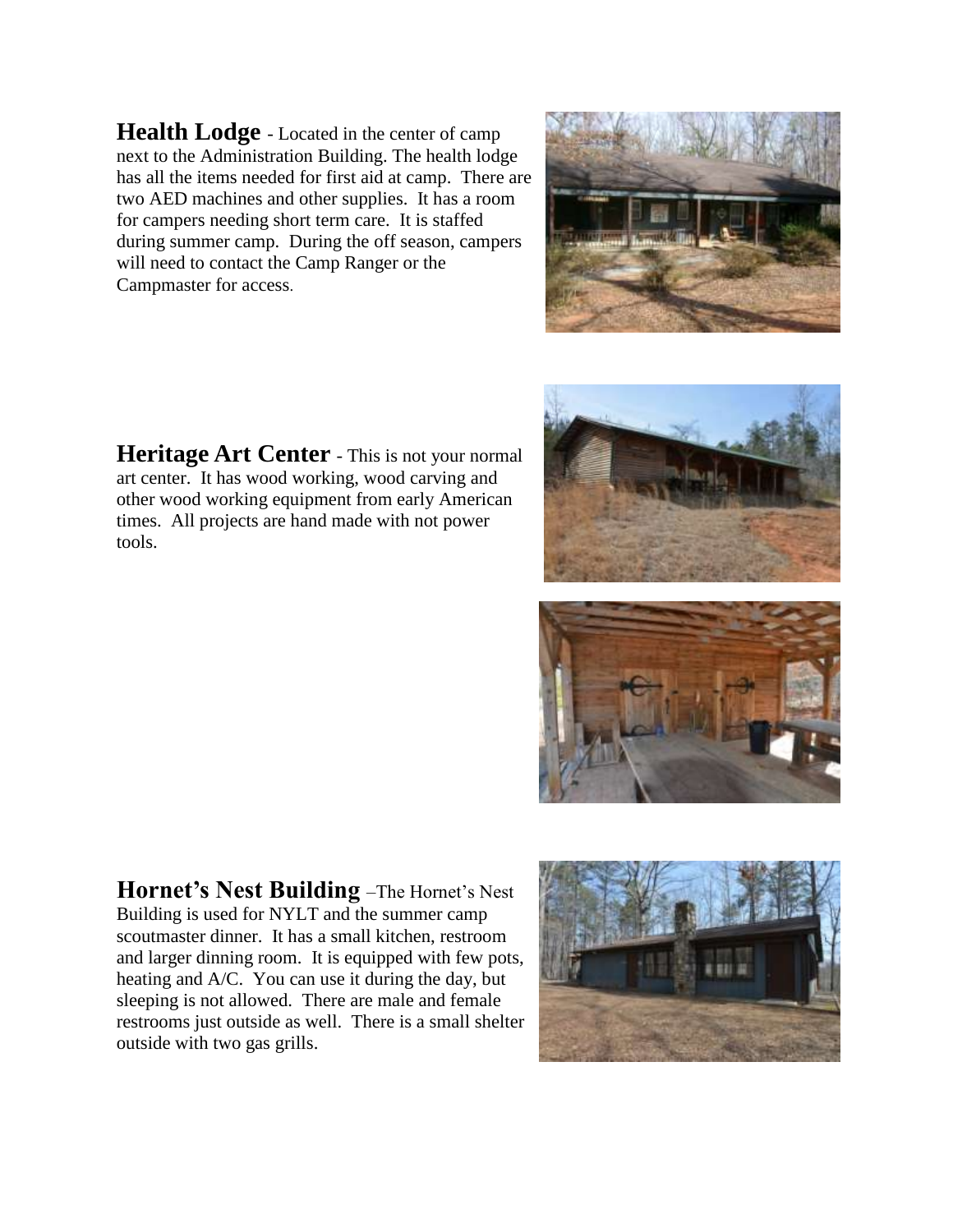**Health Lodge** - Located in the center of camp next to the Administration Building. The health lodge has all the items needed for first aid at camp. There are two AED machines and other supplies. It has a room for campers needing short term care. It is staffed during summer camp. During the off season, campers will need to contact the Camp Ranger or the Campmaster for access.

**Heritage Art Center** - This is not your normal art center. It has wood working, wood carving and other wood working equipment from early American times. All projects are hand made with not power tools.

**Hornet's Nest Building** –The Hornet's Nest Building is used for NYLT and the summer camp scoutmaster dinner. It has a small kitchen, restroom and larger dinning room. It is equipped with few pots, heating and A/C. You can use it during the day, but sleeping is not allowed. There are male and female restrooms just outside as well. There is a small shelter outside with two gas grills.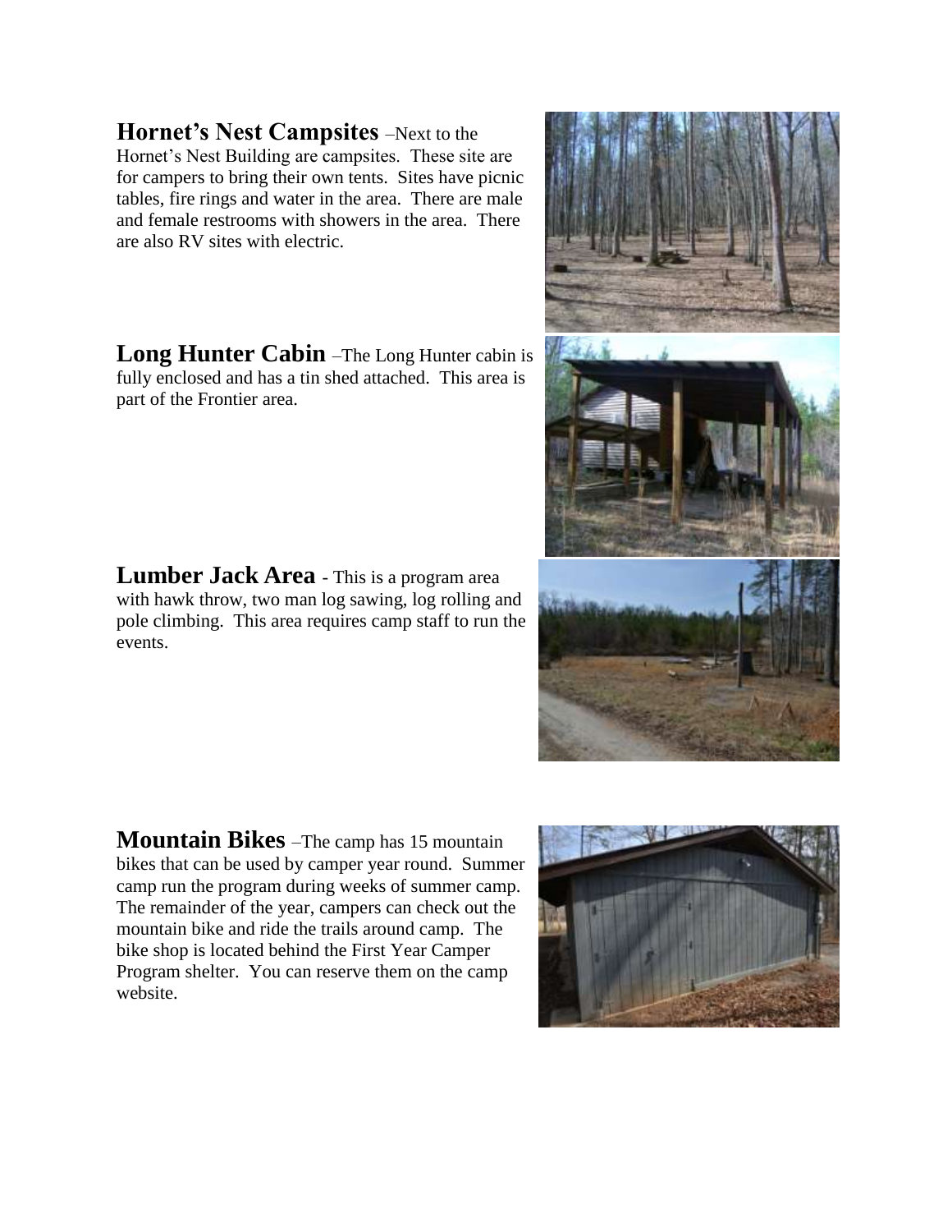**Hornet's Nest Campsites** –Next to the Hornet's Nest Building are campsites. These site are for campers to bring their own tents. Sites have picnic tables, fire rings and water in the area. There are male and female restrooms with showers in the area. There are also RV sites with electric.

**Long Hunter Cabin** –The Long Hunter cabin is fully enclosed and has a tin shed attached. This area is part of the Frontier area.

**Lumber Jack Area** - This is a program area with hawk throw, two man log sawing, log rolling and pole climbing. This area requires camp staff to run the events.

**Mountain Bikes** –The camp has 15 mountain bikes that can be used by camper year round. Summer camp run the program during weeks of summer camp. The remainder of the year, campers can check out the mountain bike and ride the trails around camp. The bike shop is located behind the First Year Camper Program shelter. You can reserve them on the camp website.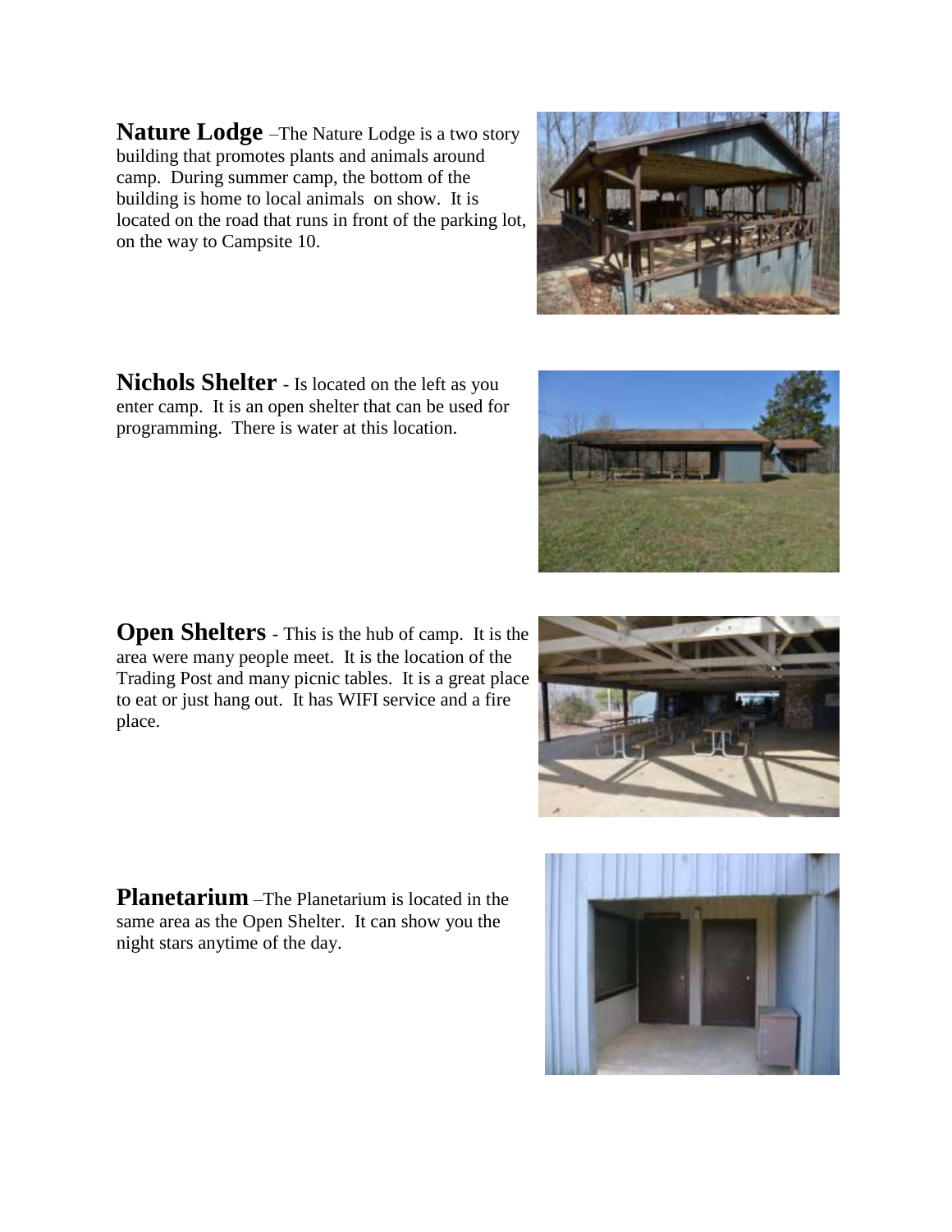**Nature Lodge** –The Nature Lodge is a two story building that promotes plants and animals around camp. During summer camp, the bottom of the building is home to local animals on show. It is located on the road that runs in front of the parking lot, on the way to Campsite 10.

**Nichols Shelter** - Is located on the left as you enter camp. It is an open shelter that can be used for programming. There is water at this location.

**Open Shelters** - This is the hub of camp. It is the area were many people meet. It is the location of the Trading Post and many picnic tables. It is a great place to eat or just hang out. It has WIFI service and a fire place.

**Planetarium** –The Planetarium is located in the same area as the Open Shelter. It can show you the night stars anytime of the day.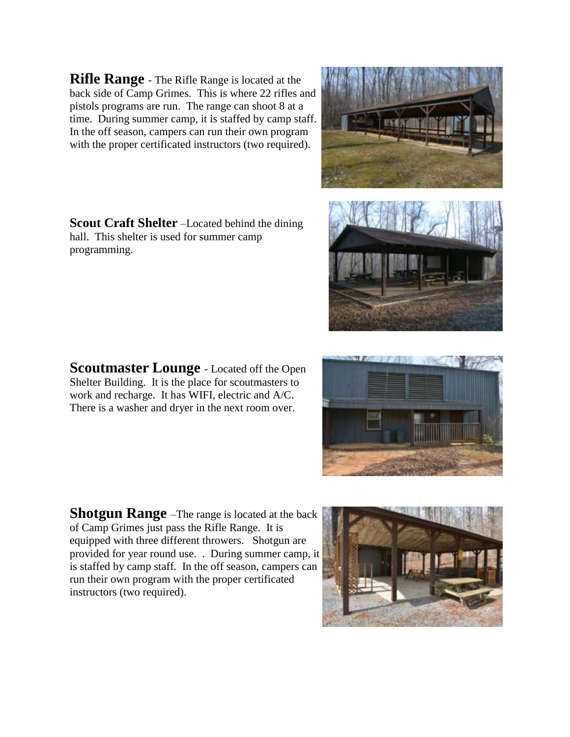**Rifle Range** - The Rifle Range is located at the back side of Camp Grimes. This is where 22 rifles and pistols programs are run. The range can shoot 8 at a time. During summer camp, it is staffed by camp staff. In the off season, campers can run their own program with the proper certificated instructors (two required).

**Scout Craft Shelter** –Located behind the dining hall. This shelter is used for summer camp programming.

**Scoutmaster Lounge** - Located off the Open Shelter Building. It is the place for scoutmasters to work and recharge. It has WIFI, electric and A/C. There is a washer and dryer in the next room over.

**Shotgun Range** –The range is located at the back of Camp Grimes just pass the Rifle Range. It is equipped with three different throwers. Shotgun are provided for year round use. . During summer camp, it is staffed by camp staff. In the off season, campers can run their own program with the proper certificated instructors (two required).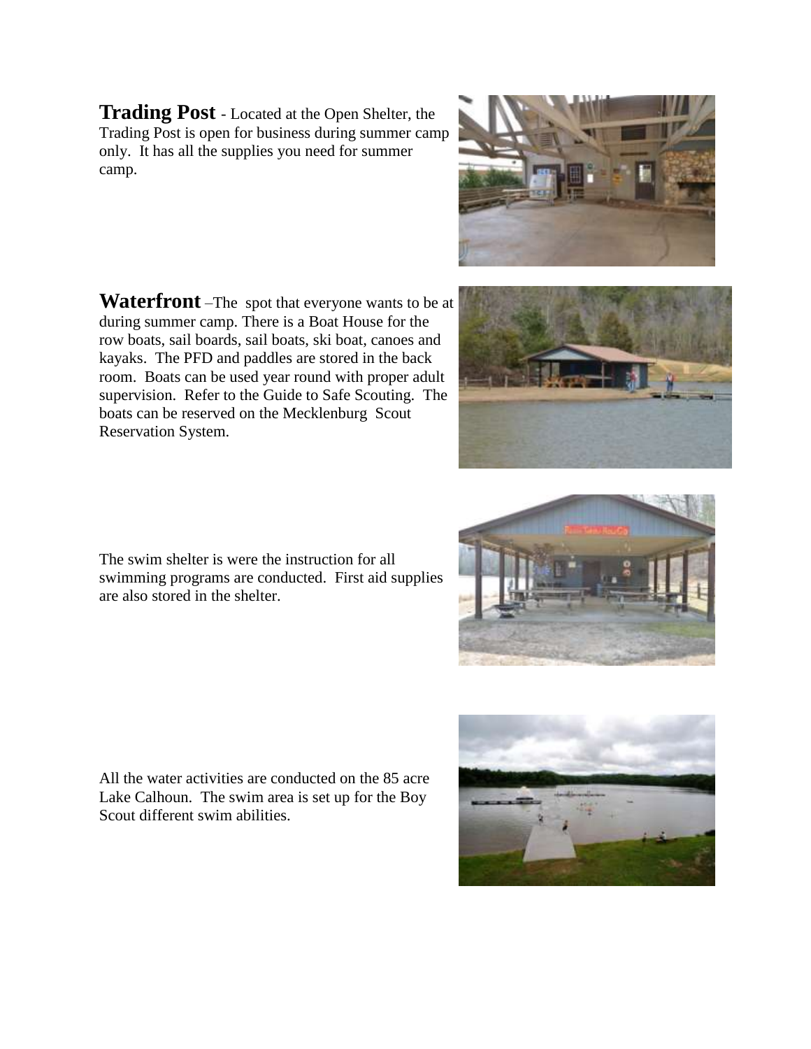**Trading Post** - Located at the Open Shelter, the Trading Post is open for business during summer camp only. It has all the supplies you need for summer camp.

**Waterfront** –The spot that everyone wants to be at during summer camp. There is a Boat House for the row boats, sail boards, sail boats, ski boat, canoes and kayaks. The PFD and paddles are stored in the back room. Boats can be used year round with proper adult supervision. Refer to the Guide to Safe Scouting. The boats can be reserved on the Mecklenburg Scout Reservation System.

The swim shelter is were the instruction for all swimming programs are conducted. First aid supplies are also stored in the shelter.

All the water activities are conducted on the 85 acre Lake Calhoun. The swim area is set up for the Boy Scout different swim abilities.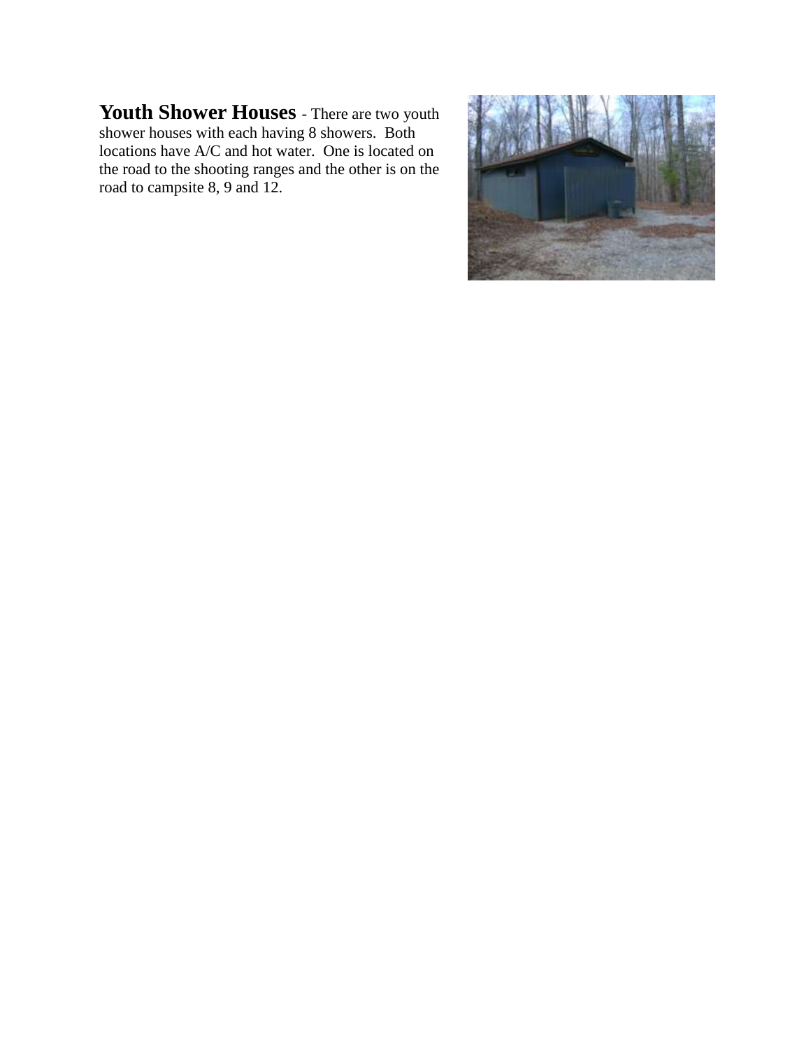**Youth Shower Houses** - There are two youth shower houses with each having 8 showers.  Both locations have A/C and hot water.  One is located on the road to the shooting ranges and the other is on the road to campsite 8, 9 and 12.